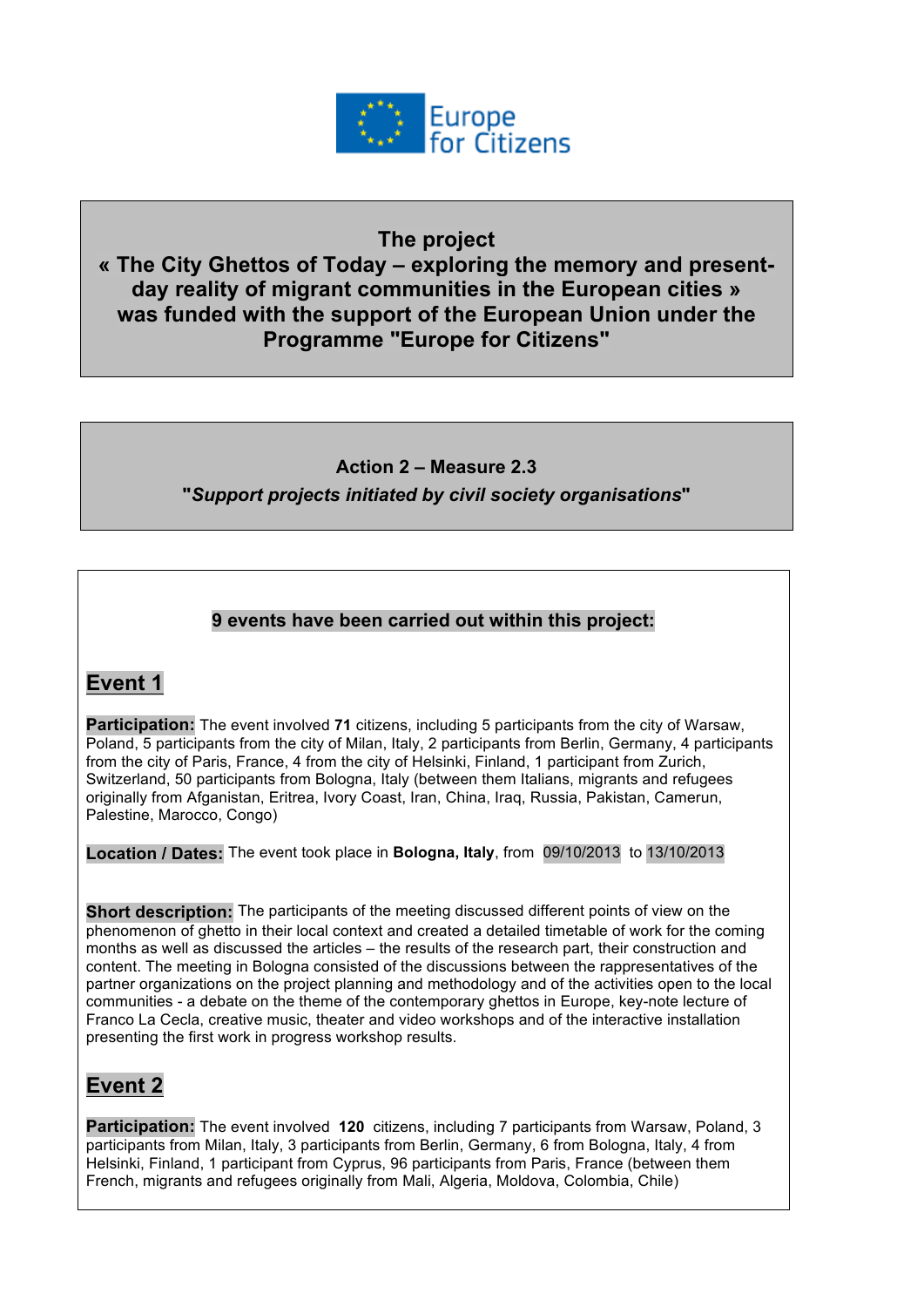Europe for Citizens

**The project**
**« The City Ghettos of Today – exploring the memory and present-day reality of migrant communities in the European cities »**
**was funded with the support of the European Union under the Programme "Europe for Citizens"**

**Action 2 – Measure 2.3**
**"*Support projects initiated by civil society organisations*"**

**9 events have been carried out within this project:**

## Event 1

**Participation:** The event involved **71** citizens, including 5 participants from the city of Warsaw, Poland, 5 participants from the city of Milan, Italy, 2 participants from Berlin, Germany, 4 participants from the city of Paris, France, 4 from the city of Helsinki, Finland, 1 participant from Zurich, Switzerland, 50 participants from Bologna, Italy (between them Italians, migrants and refugees originally from Afganistan, Eritrea, Ivory Coast, Iran, China, Iraq, Russia, Pakistan, Camerun, Palestine, Marocco, Congo)

**Location / Dates:** The event took place in **Bologna, Italy**, from 09/10/2013 to 13/10/2013

**Short description:** The participants of the meeting discussed different points of view on the phenomenon of ghetto in their local context and created a detailed timetable of work for the coming months as well as discussed the articles – the results of the research part, their construction and content. The meeting in Bologna consisted of the discussions between the rappresentatives of the partner organizations on the project planning and methodology and of the activities open to the local communities - a debate on the theme of the contemporary ghettos in Europe, key-note lecture of Franco La Cecla, creative music, theater and video workshops and of the interactive installation presenting the first work in progress workshop results.

## Event 2

**Participation:** The event involved **120** citizens, including 7 participants from Warsaw, Poland, 3 participants from Milan, Italy, 3 participants from Berlin, Germany, 6 from Bologna, Italy, 4 from Helsinki, Finland, 1 participant from Cyprus, 96 participants from Paris, France (between them French, migrants and refugees originally from Mali, Algeria, Moldova, Colombia, Chile)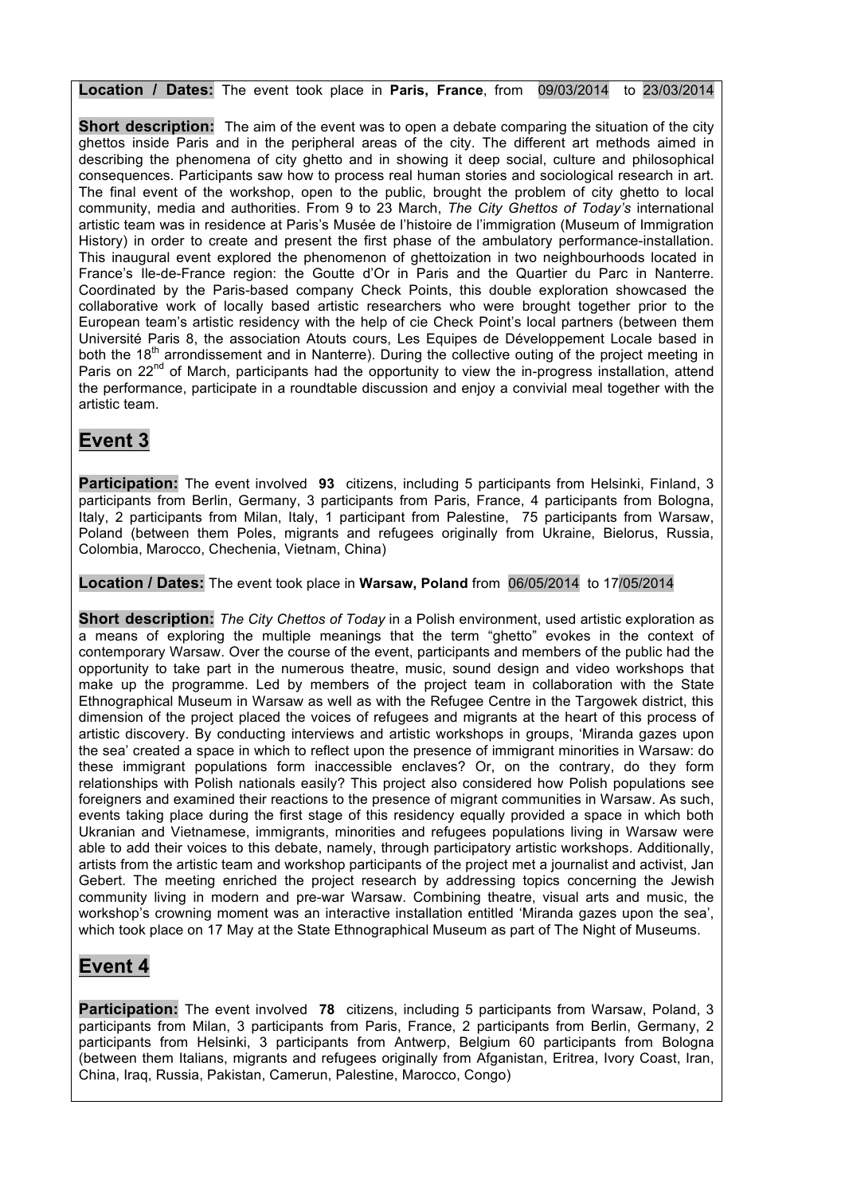**Location / Dates:** The event took place in **Paris, France**, from 09/03/2014 to 23/03/2014

**Short description:** The aim of the event was to open a debate comparing the situation of the city ghettos inside Paris and in the peripheral areas of the city. The different art methods aimed in describing the phenomena of city ghetto and in showing it deep social, culture and philosophical consequences. Participants saw how to process real human stories and sociological research in art. The final event of the workshop, open to the public, brought the problem of city ghetto to local community, media and authorities. From 9 to 23 March, *The City Ghettos of Today's* international artistic team was in residence at Paris's Musée de l'histoire de l'immigration (Museum of Immigration History) in order to create and present the first phase of the ambulatory performance-installation. This inaugural event explored the phenomenon of ghettoization in two neighbourhoods located in France's Ile-de-France region: the Goutte d'Or in Paris and the Quartier du Parc in Nanterre. Coordinated by the Paris-based company Check Points, this double exploration showcased the collaborative work of locally based artistic researchers who were brought together prior to the European team's artistic residency with the help of cie Check Point's local partners (between them Université Paris 8, the association Atouts cours, Les Equipes de Développement Locale based in both the 18th arrondissement and in Nanterre). During the collective outing of the project meeting in Paris on 22nd of March, participants had the opportunity to view the in-progress installation, attend the performance, participate in a roundtable discussion and enjoy a convivial meal together with the artistic team.

## Event 3

**Participation:** The event involved **93** citizens, including 5 participants from Helsinki, Finland, 3 participants from Berlin, Germany, 3 participants from Paris, France, 4 participants from Bologna, Italy, 2 participants from Milan, Italy, 1 participant from Palestine, 75 participants from Warsaw, Poland (between them Poles, migrants and refugees originally from Ukraine, Bielorus, Russia, Colombia, Marocco, Chechenia, Vietnam, China)

**Location / Dates:** The event took place in **Warsaw, Poland** from 06/05/2014 to 17/05/2014

**Short description:** *The City Chettos of Today* in a Polish environment, used artistic exploration as a means of exploring the multiple meanings that the term "ghetto" evokes in the context of contemporary Warsaw. Over the course of the event, participants and members of the public had the opportunity to take part in the numerous theatre, music, sound design and video workshops that make up the programme. Led by members of the project team in collaboration with the State Ethnographical Museum in Warsaw as well as with the Refugee Centre in the Targowek district, this dimension of the project placed the voices of refugees and migrants at the heart of this process of artistic discovery. By conducting interviews and artistic workshops in groups, 'Miranda gazes upon the sea' created a space in which to reflect upon the presence of immigrant minorities in Warsaw: do these immigrant populations form inaccessible enclaves? Or, on the contrary, do they form relationships with Polish nationals easily? This project also considered how Polish populations see foreigners and examined their reactions to the presence of migrant communities in Warsaw. As such, events taking place during the first stage of this residency equally provided a space in which both Ukranian and Vietnamese, immigrants, minorities and refugees populations living in Warsaw were able to add their voices to this debate, namely, through participatory artistic workshops. Additionally, artists from the artistic team and workshop participants of the project met a journalist and activist, Jan Gebert. The meeting enriched the project research by addressing topics concerning the Jewish community living in modern and pre-war Warsaw. Combining theatre, visual arts and music, the workshop's crowning moment was an interactive installation entitled 'Miranda gazes upon the sea', which took place on 17 May at the State Ethnographical Museum as part of The Night of Museums.

## Event 4

**Participation:** The event involved **78** citizens, including 5 participants from Warsaw, Poland, 3 participants from Milan, 3 participants from Paris, France, 2 participants from Berlin, Germany, 2 participants from Helsinki, 3 participants from Antwerp, Belgium 60 participants from Bologna (between them Italians, migrants and refugees originally from Afganistan, Eritrea, Ivory Coast, Iran, China, Iraq, Russia, Pakistan, Camerun, Palestine, Marocco, Congo)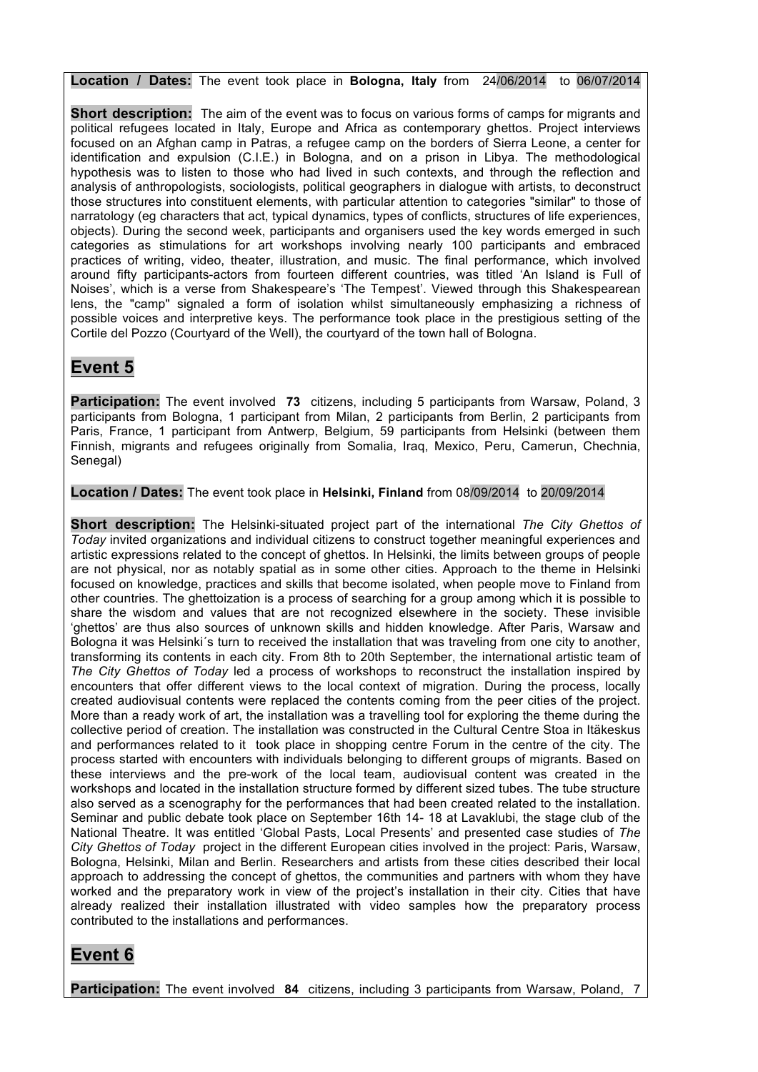**Location / Dates:** The event took place in **Bologna, Italy** from 24/06/2014 to 06/07/2014

**Short description:** The aim of the event was to focus on various forms of camps for migrants and political refugees located in Italy, Europe and Africa as contemporary ghettos. Project interviews focused on an Afghan camp in Patras, a refugee camp on the borders of Sierra Leone, a center for identification and expulsion (C.I.E.) in Bologna, and on a prison in Libya. The methodological hypothesis was to listen to those who had lived in such contexts, and through the reflection and analysis of anthropologists, sociologists, political geographers in dialogue with artists, to deconstruct those structures into constituent elements, with particular attention to categories "similar" to those of narratology (eg characters that act, typical dynamics, types of conflicts, structures of life experiences, objects). During the second week, participants and organisers used the key words emerged in such categories as stimulations for art workshops involving nearly 100 participants and embraced practices of writing, video, theater, illustration, and music. The final performance, which involved around fifty participants-actors from fourteen different countries, was titled 'An Island is Full of Noises', which is a verse from Shakespeare's 'The Tempest'. Viewed through this Shakespearean lens, the "camp" signaled a form of isolation whilst simultaneously emphasizing a richness of possible voices and interpretive keys. The performance took place in the prestigious setting of the Cortile del Pozzo (Courtyard of the Well), the courtyard of the town hall of Bologna.

## Event 5

**Participation:** The event involved **73** citizens, including 5 participants from Warsaw, Poland, 3 participants from Bologna, 1 participant from Milan, 2 participants from Berlin, 2 participants from Paris, France, 1 participant from Antwerp, Belgium, 59 participants from Helsinki (between them Finnish, migrants and refugees originally from Somalia, Iraq, Mexico, Peru, Camerun, Chechnia, Senegal)

**Location / Dates:** The event took place in **Helsinki, Finland** from 08/09/2014 to 20/09/2014

**Short description:** The Helsinki-situated project part of the international *The City Ghettos of Today* invited organizations and individual citizens to construct together meaningful experiences and artistic expressions related to the concept of ghettos. In Helsinki, the limits between groups of people are not physical, nor as notably spatial as in some other cities. Approach to the theme in Helsinki focused on knowledge, practices and skills that become isolated, when people move to Finland from other countries. The ghettoization is a process of searching for a group among which it is possible to share the wisdom and values that are not recognized elsewhere in the society. These invisible 'ghettos' are thus also sources of unknown skills and hidden knowledge. After Paris, Warsaw and Bologna it was Helsinki´s turn to received the installation that was traveling from one city to another, transforming its contents in each city. From 8th to 20th September, the international artistic team of *The City Ghettos of Today* led a process of workshops to reconstruct the installation inspired by encounters that offer different views to the local context of migration. During the process, locally created audiovisual contents were replaced the contents coming from the peer cities of the project. More than a ready work of art, the installation was a travelling tool for exploring the theme during the collective period of creation. The installation was constructed in the Cultural Centre Stoa in Itäkeskus and performances related to it took place in shopping centre Forum in the centre of the city. The process started with encounters with individuals belonging to different groups of migrants. Based on these interviews and the pre-work of the local team, audiovisual content was created in the workshops and located in the installation structure formed by different sized tubes. The tube structure also served as a scenography for the performances that had been created related to the installation. Seminar and public debate took place on September 16th 14- 18 at Lavaklubi, the stage club of the National Theatre. It was entitled 'Global Pasts, Local Presents' and presented case studies of *The City Ghettos of Today* project in the different European cities involved in the project: Paris, Warsaw, Bologna, Helsinki, Milan and Berlin. Researchers and artists from these cities described their local approach to addressing the concept of ghettos, the communities and partners with whom they have worked and the preparatory work in view of the project's installation in their city. Cities that have already realized their installation illustrated with video samples how the preparatory process contributed to the installations and performances.

## Event 6

**Participation:** The event involved **84** citizens, including 3 participants from Warsaw, Poland, 7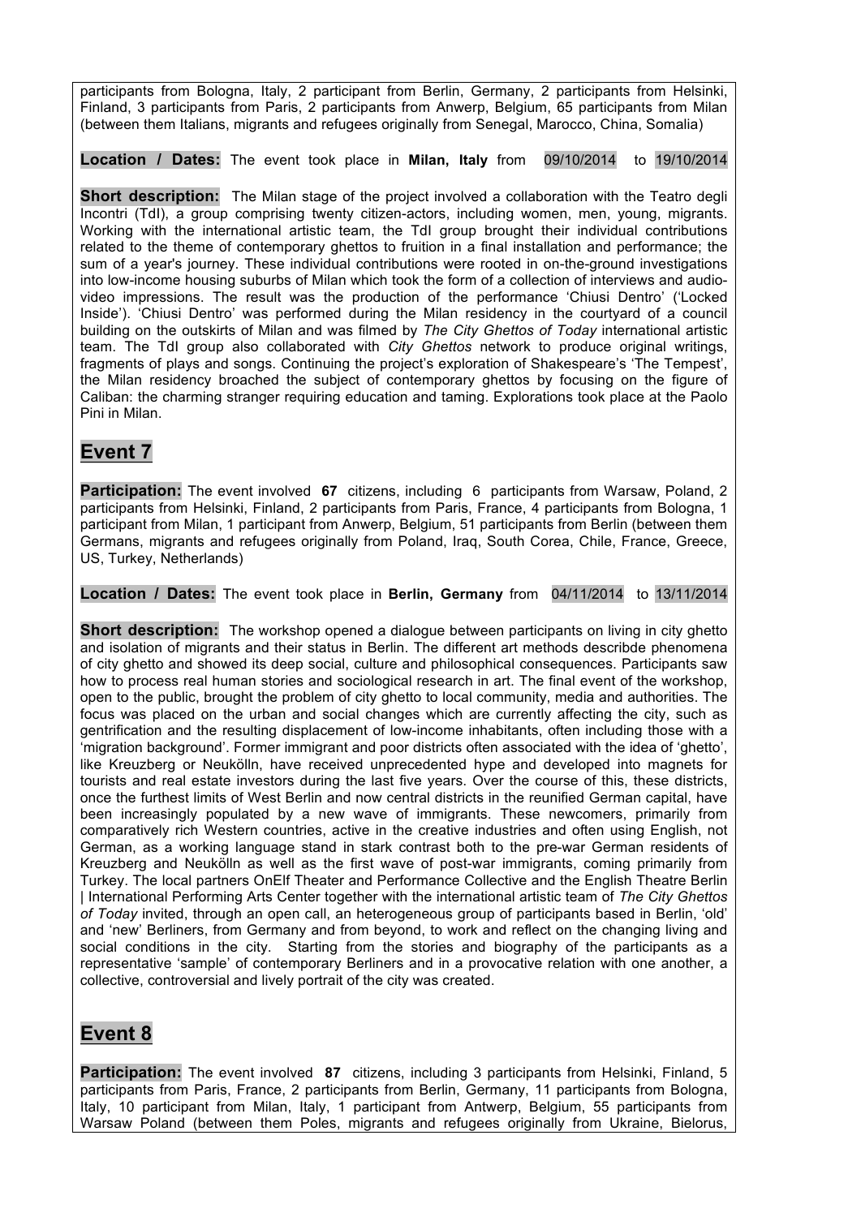participants from Bologna, Italy, 2 participant from Berlin, Germany, 2 participants from Helsinki, Finland, 3 participants from Paris, 2 participants from Anwerp, Belgium, 65 participants from Milan (between them Italians, migrants and refugees originally from Senegal, Marocco, China, Somalia)

**Location / Dates:** The event took place in **Milan, Italy** from 09/10/2014 to 19/10/2014

**Short description:** The Milan stage of the project involved a collaboration with the Teatro degli Incontri (TdI), a group comprising twenty citizen-actors, including women, men, young, migrants. Working with the international artistic team, the TdI group brought their individual contributions related to the theme of contemporary ghettos to fruition in a final installation and performance; the sum of a year's journey. These individual contributions were rooted in on-the-ground investigations into low-income housing suburbs of Milan which took the form of a collection of interviews and audio-video impressions. The result was the production of the performance 'Chiusi Dentro' ('Locked Inside'). 'Chiusi Dentro' was performed during the Milan residency in the courtyard of a council building on the outskirts of Milan and was filmed by *The City Ghettos of Today* international artistic team. The TdI group also collaborated with *City Ghettos* network to produce original writings, fragments of plays and songs. Continuing the project's exploration of Shakespeare's 'The Tempest', the Milan residency broached the subject of contemporary ghettos by focusing on the figure of Caliban: the charming stranger requiring education and taming. Explorations took place at the Paolo Pini in Milan.

## Event 7

**Participation:** The event involved **67** citizens, including 6 participants from Warsaw, Poland, 2 participants from Helsinki, Finland, 2 participants from Paris, France, 4 participants from Bologna, 1 participant from Milan, 1 participant from Anwerp, Belgium, 51 participants from Berlin (between them Germans, migrants and refugees originally from Poland, Iraq, South Corea, Chile, France, Greece, US, Turkey, Netherlands)

**Location / Dates:** The event took place in **Berlin, Germany** from 04/11/2014 to 13/11/2014

**Short description:** The workshop opened a dialogue between participants on living in city ghetto and isolation of migrants and their status in Berlin. The different art methods describde phenomena of city ghetto and showed its deep social, culture and philosophical consequences. Participants saw how to process real human stories and sociological research in art. The final event of the workshop, open to the public, brought the problem of city ghetto to local community, media and authorities. The focus was placed on the urban and social changes which are currently affecting the city, such as gentrification and the resulting displacement of low-income inhabitants, often including those with a 'migration background'. Former immigrant and poor districts often associated with the idea of 'ghetto', like Kreuzberg or Neukölln, have received unprecedented hype and developed into magnets for tourists and real estate investors during the last five years. Over the course of this, these districts, once the furthest limits of West Berlin and now central districts in the reunified German capital, have been increasingly populated by a new wave of immigrants. These newcomers, primarily from comparatively rich Western countries, active in the creative industries and often using English, not German, as a working language stand in stark contrast both to the pre-war German residents of Kreuzberg and Neukölln as well as the first wave of post-war immigrants, coming primarily from Turkey. The local partners OnElf Theater and Performance Collective and the English Theatre Berlin | International Performing Arts Center together with the international artistic team of *The City Ghettos of Today* invited, through an open call, an heterogeneous group of participants based in Berlin, 'old' and 'new' Berliners, from Germany and from beyond, to work and reflect on the changing living and social conditions in the city. Starting from the stories and biography of the participants as a representative 'sample' of contemporary Berliners and in a provocative relation with one another, a collective, controversial and lively portrait of the city was created.

## Event 8

**Participation:** The event involved **87** citizens, including 3 participants from Helsinki, Finland, 5 participants from Paris, France, 2 participants from Berlin, Germany, 11 participants from Bologna, Italy, 10 participant from Milan, Italy, 1 participant from Antwerp, Belgium, 55 participants from Warsaw Poland (between them Poles, migrants and refugees originally from Ukraine, Bielorus,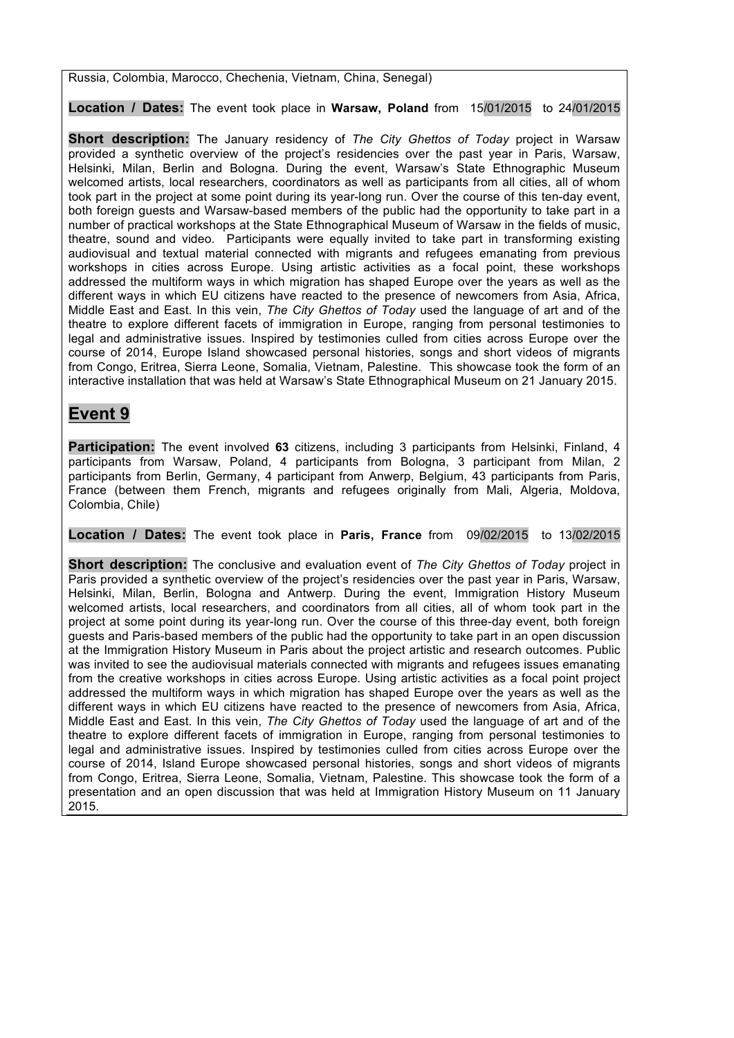Russia, Colombia, Marocco, Chechenia, Vietnam, China, Senegal)

**Location / Dates:** The event took place in **Warsaw, Poland** from 15/01/2015 to 24/01/2015

**Short description:** The January residency of *The City Ghettos of Today* project in Warsaw provided a synthetic overview of the project's residencies over the past year in Paris, Warsaw, Helsinki, Milan, Berlin and Bologna. During the event, Warsaw's State Ethnographic Museum welcomed artists, local researchers, coordinators as well as participants from all cities, all of whom took part in the project at some point during its year-long run. Over the course of this ten-day event, both foreign guests and Warsaw-based members of the public had the opportunity to take part in a number of practical workshops at the State Ethnographical Museum of Warsaw in the fields of music, theatre, sound and video. Participants were equally invited to take part in transforming existing audiovisual and textual material connected with migrants and refugees emanating from previous workshops in cities across Europe. Using artistic activities as a focal point, these workshops addressed the multiform ways in which migration has shaped Europe over the years as well as the different ways in which EU citizens have reacted to the presence of newcomers from Asia, Africa, Middle East and East. In this vein, *The City Ghettos of Today* used the language of art and of the theatre to explore different facets of immigration in Europe, ranging from personal testimonies to legal and administrative issues. Inspired by testimonies culled from cities across Europe over the course of 2014, Europe Island showcased personal histories, songs and short videos of migrants from Congo, Eritrea, Sierra Leone, Somalia, Vietnam, Palestine. This showcase took the form of an interactive installation that was held at Warsaw's State Ethnographical Museum on 21 January 2015.

## Event 9

**Participation:** The event involved **63** citizens, including 3 participants from Helsinki, Finland, 4 participants from Warsaw, Poland, 4 participants from Bologna, 3 participant from Milan, 2 participants from Berlin, Germany, 4 participant from Anwerp, Belgium, 43 participants from Paris, France (between them French, migrants and refugees originally from Mali, Algeria, Moldova, Colombia, Chile)

**Location / Dates:** The event took place in **Paris, France** from 09/02/2015 to 13/02/2015

**Short description:** The conclusive and evaluation event of *The City Ghettos of Today* project in Paris provided a synthetic overview of the project's residencies over the past year in Paris, Warsaw, Helsinki, Milan, Berlin, Bologna and Antwerp. During the event, Immigration History Museum welcomed artists, local researchers, and coordinators from all cities, all of whom took part in the project at some point during its year-long run. Over the course of this three-day event, both foreign guests and Paris-based members of the public had the opportunity to take part in an open discussion at the Immigration History Museum in Paris about the project artistic and research outcomes. Public was invited to see the audiovisual materials connected with migrants and refugees issues emanating from the creative workshops in cities across Europe. Using artistic activities as a focal point project addressed the multiform ways in which migration has shaped Europe over the years as well as the different ways in which EU citizens have reacted to the presence of newcomers from Asia, Africa, Middle East and East. In this vein, *The City Ghettos of Today* used the language of art and of the theatre to explore different facets of immigration in Europe, ranging from personal testimonies to legal and administrative issues. Inspired by testimonies culled from cities across Europe over the course of 2014, Island Europe showcased personal histories, songs and short videos of migrants from Congo, Eritrea, Sierra Leone, Somalia, Vietnam, Palestine. This showcase took the form of a presentation and an open discussion that was held at Immigration History Museum on 11 January 2015.